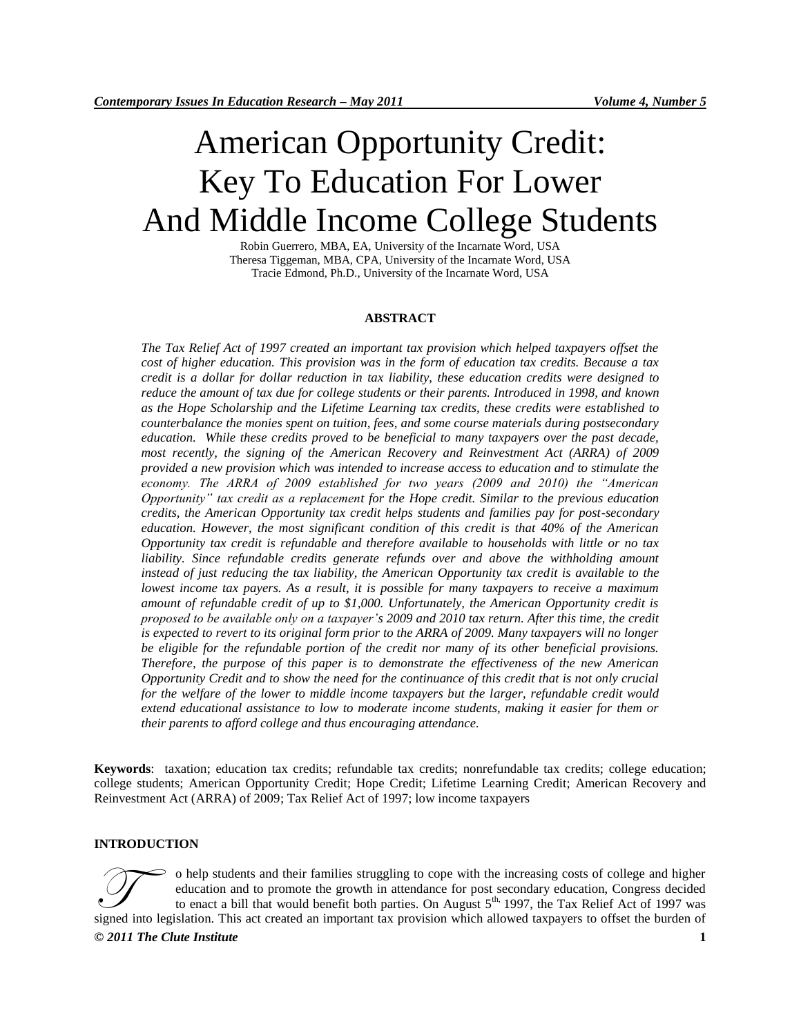# American Opportunity Credit: Key To Education For Lower And Middle Income College Students

Robin Guerrero, MBA, EA, University of the Incarnate Word, USA
Theresa Tiggeman, MBA, CPA, University of the Incarnate Word, USA
Tracie Edmond, Ph.D., University of the Incarnate Word, USA

## ABSTRACT

*The Tax Relief Act of 1997 created an important tax provision which helped taxpayers offset the cost of higher education. This provision was in the form of education tax credits. Because a tax credit is a dollar for dollar reduction in tax liability, these education credits were designed to reduce the amount of tax due for college students or their parents. Introduced in 1998, and known as the Hope Scholarship and the Lifetime Learning tax credits, these credits were established to counterbalance the monies spent on tuition, fees, and some course materials during postsecondary education. While these credits proved to be beneficial to many taxpayers over the past decade, most recently, the signing of the American Recovery and Reinvestment Act (ARRA) of 2009 provided a new provision which was intended to increase access to education and to stimulate the economy. The ARRA of 2009 established for two years (2009 and 2010) the "American Opportunity" tax credit as a replacement for the Hope credit. Similar to the previous education credits, the American Opportunity tax credit helps students and families pay for post-secondary education. However, the most significant condition of this credit is that 40% of the American Opportunity tax credit is refundable and therefore available to households with little or no tax liability. Since refundable credits generate refunds over and above the withholding amount instead of just reducing the tax liability, the American Opportunity tax credit is available to the lowest income tax payers. As a result, it is possible for many taxpayers to receive a maximum amount of refundable credit of up to $1,000. Unfortunately, the American Opportunity credit is proposed to be available only on a taxpayer's 2009 and 2010 tax return. After this time, the credit is expected to revert to its original form prior to the ARRA of 2009. Many taxpayers will no longer be eligible for the refundable portion of the credit nor many of its other beneficial provisions. Therefore, the purpose of this paper is to demonstrate the effectiveness of the new American Opportunity Credit and to show the need for the continuance of this credit that is not only crucial for the welfare of the lower to middle income taxpayers but the larger, refundable credit would extend educational assistance to low to moderate income students, making it easier for them or their parents to afford college and thus encouraging attendance.*

**Keywords**: taxation; education tax credits; refundable tax credits; nonrefundable tax credits; college education; college students; American Opportunity Credit; Hope Credit; Lifetime Learning Credit; American Recovery and Reinvestment Act (ARRA) of 2009; Tax Relief Act of 1997; low income taxpayers

## INTRODUCTION

To help students and their families struggling to cope with the increasing costs of college and higher education and to promote the growth in attendance for post secondary education, Congress decided to enact a bill that would benefit both parties. On August 5th, 1997, the Tax Relief Act of 1997 was signed into legislation. This act created an important tax provision which allowed taxpayers to offset the burden of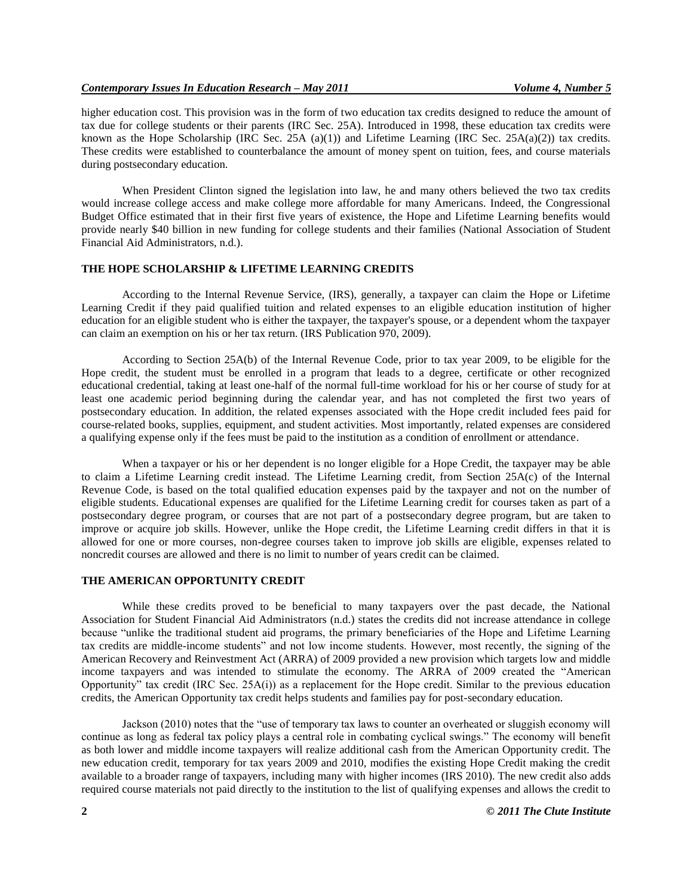higher education cost. This provision was in the form of two education tax credits designed to reduce the amount of tax due for college students or their parents (IRC Sec. 25A). Introduced in 1998, these education tax credits were known as the Hope Scholarship (IRC Sec. 25A (a)(1)) and Lifetime Learning (IRC Sec. 25A(a)(2)) tax credits. These credits were established to counterbalance the amount of money spent on tuition, fees, and course materials during postsecondary education.

When President Clinton signed the legislation into law, he and many others believed the two tax credits would increase college access and make college more affordable for many Americans. Indeed, the Congressional Budget Office estimated that in their first five years of existence, the Hope and Lifetime Learning benefits would provide nearly $40 billion in new funding for college students and their families (National Association of Student Financial Aid Administrators, n.d.).

## THE HOPE SCHOLARSHIP & LIFETIME LEARNING CREDITS

According to the Internal Revenue Service, (IRS), generally, a taxpayer can claim the Hope or Lifetime Learning Credit if they paid qualified tuition and related expenses to an eligible education institution of higher education for an eligible student who is either the taxpayer, the taxpayer's spouse, or a dependent whom the taxpayer can claim an exemption on his or her tax return. (IRS Publication 970, 2009).

According to Section 25A(b) of the Internal Revenue Code, prior to tax year 2009, to be eligible for the Hope credit, the student must be enrolled in a program that leads to a degree, certificate or other recognized educational credential, taking at least one-half of the normal full-time workload for his or her course of study for at least one academic period beginning during the calendar year, and has not completed the first two years of postsecondary education. In addition, the related expenses associated with the Hope credit included fees paid for course-related books, supplies, equipment, and student activities. Most importantly, related expenses are considered a qualifying expense only if the fees must be paid to the institution as a condition of enrollment or attendance.

When a taxpayer or his or her dependent is no longer eligible for a Hope Credit, the taxpayer may be able to claim a Lifetime Learning credit instead. The Lifetime Learning credit, from Section 25A(c) of the Internal Revenue Code, is based on the total qualified education expenses paid by the taxpayer and not on the number of eligible students. Educational expenses are qualified for the Lifetime Learning credit for courses taken as part of a postsecondary degree program, or courses that are not part of a postsecondary degree program, but are taken to improve or acquire job skills. However, unlike the Hope credit, the Lifetime Learning credit differs in that it is allowed for one or more courses, non-degree courses taken to improve job skills are eligible, expenses related to noncredit courses are allowed and there is no limit to number of years credit can be claimed.

## THE AMERICAN OPPORTUNITY CREDIT

While these credits proved to be beneficial to many taxpayers over the past decade, the National Association for Student Financial Aid Administrators (n.d.) states the credits did not increase attendance in college because "unlike the traditional student aid programs, the primary beneficiaries of the Hope and Lifetime Learning tax credits are middle-income students" and not low income students. However, most recently, the signing of the American Recovery and Reinvestment Act (ARRA) of 2009 provided a new provision which targets low and middle income taxpayers and was intended to stimulate the economy. The ARRA of 2009 created the "American Opportunity" tax credit (IRC Sec. 25A(i)) as a replacement for the Hope credit. Similar to the previous education credits, the American Opportunity tax credit helps students and families pay for post-secondary education.

Jackson (2010) notes that the "use of temporary tax laws to counter an overheated or sluggish economy will continue as long as federal tax policy plays a central role in combating cyclical swings." The economy will benefit as both lower and middle income taxpayers will realize additional cash from the American Opportunity credit. The new education credit, temporary for tax years 2009 and 2010, modifies the existing Hope Credit making the credit available to a broader range of taxpayers, including many with higher incomes (IRS 2010). The new credit also adds required course materials not paid directly to the institution to the list of qualifying expenses and allows the credit to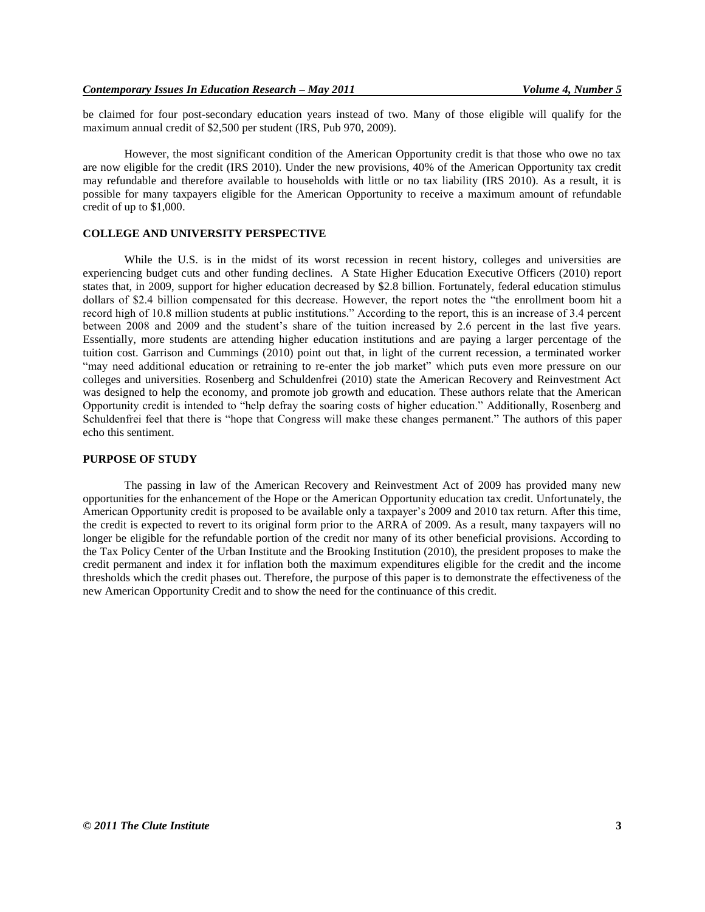be claimed for four post-secondary education years instead of two. Many of those eligible will qualify for the maximum annual credit of $2,500 per student (IRS, Pub 970, 2009).

However, the most significant condition of the American Opportunity credit is that those who owe no tax are now eligible for the credit (IRS 2010). Under the new provisions, 40% of the American Opportunity tax credit may refundable and therefore available to households with little or no tax liability (IRS 2010). As a result, it is possible for many taxpayers eligible for the American Opportunity to receive a maximum amount of refundable credit of up to $1,000.

## COLLEGE AND UNIVERSITY PERSPECTIVE

While the U.S. is in the midst of its worst recession in recent history, colleges and universities are experiencing budget cuts and other funding declines. A State Higher Education Executive Officers (2010) report states that, in 2009, support for higher education decreased by $2.8 billion. Fortunately, federal education stimulus dollars of $2.4 billion compensated for this decrease. However, the report notes the "the enrollment boom hit a record high of 10.8 million students at public institutions." According to the report, this is an increase of 3.4 percent between 2008 and 2009 and the student's share of the tuition increased by 2.6 percent in the last five years. Essentially, more students are attending higher education institutions and are paying a larger percentage of the tuition cost. Garrison and Cummings (2010) point out that, in light of the current recession, a terminated worker "may need additional education or retraining to re-enter the job market" which puts even more pressure on our colleges and universities. Rosenberg and Schuldenfrei (2010) state the American Recovery and Reinvestment Act was designed to help the economy, and promote job growth and education. These authors relate that the American Opportunity credit is intended to "help defray the soaring costs of higher education." Additionally, Rosenberg and Schuldenfrei feel that there is "hope that Congress will make these changes permanent." The authors of this paper echo this sentiment.

## PURPOSE OF STUDY

The passing in law of the American Recovery and Reinvestment Act of 2009 has provided many new opportunities for the enhancement of the Hope or the American Opportunity education tax credit. Unfortunately, the American Opportunity credit is proposed to be available only a taxpayer's 2009 and 2010 tax return. After this time, the credit is expected to revert to its original form prior to the ARRA of 2009. As a result, many taxpayers will no longer be eligible for the refundable portion of the credit nor many of its other beneficial provisions. According to the Tax Policy Center of the Urban Institute and the Brooking Institution (2010), the president proposes to make the credit permanent and index it for inflation both the maximum expenditures eligible for the credit and the income thresholds which the credit phases out. Therefore, the purpose of this paper is to demonstrate the effectiveness of the new American Opportunity Credit and to show the need for the continuance of this credit.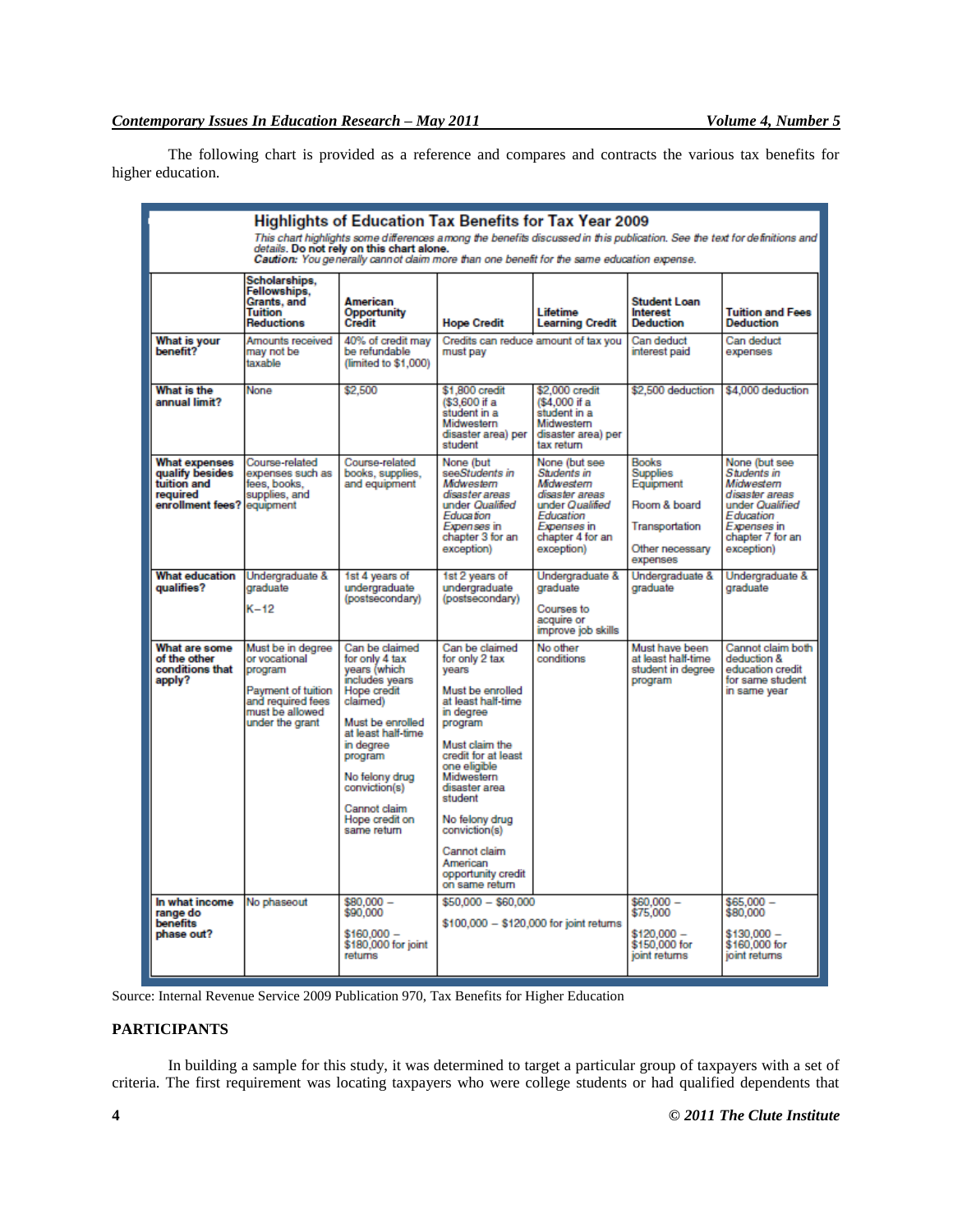The following chart is provided as a reference and compares and contracts the various tax benefits for higher education.

**Highlights of Education Tax Benefits for Tax Year 2009**

*This chart highlights some differences among the benefits discussed in this publication. See the text for definitions and details.* **Do not rely on this chart alone.**
***Caution:*** *You generally cannot claim more than one benefit for the same education expense.*

| | Scholarships, Fellowships, Grants, and Tuition Reductions | American Opportunity Credit | Hope Credit | Lifetime Learning Credit | Student Loan Interest Deduction | Tuition and Fees Deduction |
|---|---|---|---|---|---|---|
| **What is your benefit?** | Amounts received may not be taxable | 40% of credit may be refundable (limited to $1,000) | Credits can reduce amount of tax you must pay | | Can deduct interest paid | Can deduct expenses |
| **What is the annual limit?** | None | $2,500 | $1,800 credit ($3,600 if a student in a Midwestern disaster area) per student | $2,000 credit ($4,000 if a student in a Midwestern disaster area) per tax return | $2,500 deduction | $4,000 deduction |
| **What expenses qualify besides tuition and required enrollment fees?** | Course-related expenses such as fees, books, supplies, and equipment | Course-related books, supplies, and equipment | None (but see *Students in Midwestern disaster areas* under *Qualified Education Expenses* in chapter 3 for an exception) | None (but see *Students in Midwestern disaster areas* under *Qualified Education Expenses* in chapter 4 for an exception) | Books<br>Supplies<br>Equipment<br><br>Room & board<br><br>Transportation<br><br>Other necessary expenses | None (but see *Students in Midwestern disaster areas* under *Qualified Education Expenses* in chapter 7 for an exception) |
| **What education qualifies?** | Undergraduate & graduate<br><br>K–12 | 1st 4 years of undergraduate (postsecondary) | 1st 2 years of undergraduate (postsecondary) | Undergraduate & graduate<br><br>Courses to acquire or improve job skills | Undergraduate & graduate | Undergraduate & graduate |
| **What are some of the other conditions that apply?** | Must be in degree or vocational program<br><br>Payment of tuition and required fees must be allowed under the grant | Can be claimed for only 4 tax years (which includes years Hope credit claimed)<br><br>Must be enrolled at least half-time in degree program<br><br>No felony drug conviction(s)<br><br>Cannot claim Hope credit on same return | Can be claimed for only 2 tax years<br><br>Must be enrolled at least half-time in degree program<br><br>Must claim the credit for at least one eligible Midwestern disaster area student<br><br>No felony drug conviction(s)<br><br>Cannot claim American opportunity credit on same return | No other conditions | Must have been at least half-time student in degree program | Cannot claim both deduction & education credit for same student in same year |
| **In what income range do benefits phase out?** | No phaseout | $80,000 – $90,000<br><br>$160,000 – $180,000 for joint returns | $50,000 – $60,000<br><br>$100,000 – $120,000 for joint returns | | $60,000 – $75,000<br><br>$120,000 – $150,000 for joint returns | $65,000 – $80,000<br><br>$130,000 – $160,000 for joint returns |

Source: Internal Revenue Service 2009 Publication 970, Tax Benefits for Higher Education

## PARTICIPANTS

In building a sample for this study, it was determined to target a particular group of taxpayers with a set of criteria. The first requirement was locating taxpayers who were college students or had qualified dependents that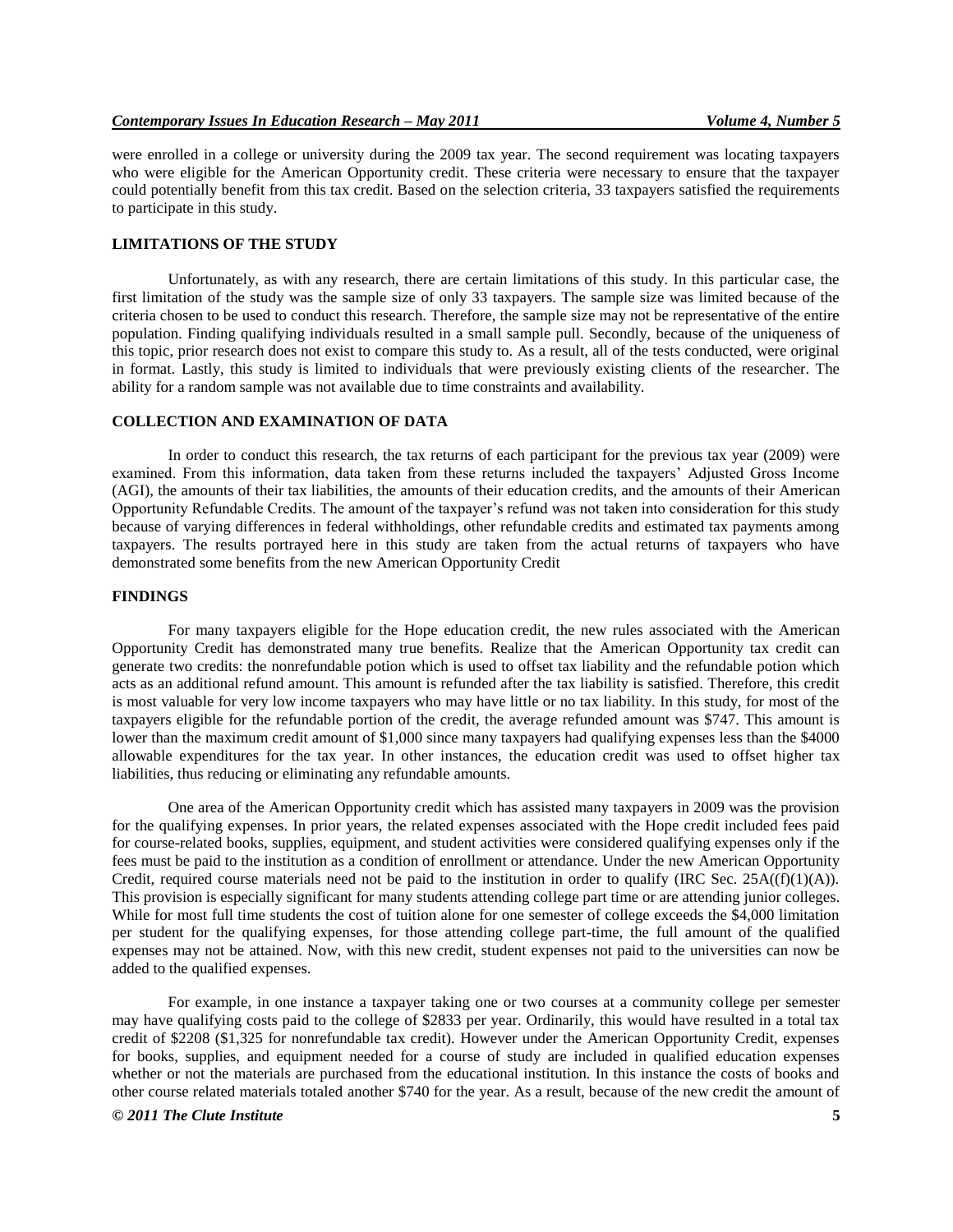were enrolled in a college or university during the 2009 tax year. The second requirement was locating taxpayers who were eligible for the American Opportunity credit. These criteria were necessary to ensure that the taxpayer could potentially benefit from this tax credit. Based on the selection criteria, 33 taxpayers satisfied the requirements to participate in this study.

## LIMITATIONS OF THE STUDY

Unfortunately, as with any research, there are certain limitations of this study. In this particular case, the first limitation of the study was the sample size of only 33 taxpayers. The sample size was limited because of the criteria chosen to be used to conduct this research. Therefore, the sample size may not be representative of the entire population. Finding qualifying individuals resulted in a small sample pull. Secondly, because of the uniqueness of this topic, prior research does not exist to compare this study to. As a result, all of the tests conducted, were original in format. Lastly, this study is limited to individuals that were previously existing clients of the researcher. The ability for a random sample was not available due to time constraints and availability.

## COLLECTION AND EXAMINATION OF DATA

In order to conduct this research, the tax returns of each participant for the previous tax year (2009) were examined. From this information, data taken from these returns included the taxpayers' Adjusted Gross Income (AGI), the amounts of their tax liabilities, the amounts of their education credits, and the amounts of their American Opportunity Refundable Credits. The amount of the taxpayer's refund was not taken into consideration for this study because of varying differences in federal withholdings, other refundable credits and estimated tax payments among taxpayers. The results portrayed here in this study are taken from the actual returns of taxpayers who have demonstrated some benefits from the new American Opportunity Credit

## FINDINGS

For many taxpayers eligible for the Hope education credit, the new rules associated with the American Opportunity Credit has demonstrated many true benefits. Realize that the American Opportunity tax credit can generate two credits: the nonrefundable potion which is used to offset tax liability and the refundable potion which acts as an additional refund amount. This amount is refunded after the tax liability is satisfied. Therefore, this credit is most valuable for very low income taxpayers who may have little or no tax liability. In this study, for most of the taxpayers eligible for the refundable portion of the credit, the average refunded amount was $747. This amount is lower than the maximum credit amount of $1,000 since many taxpayers had qualifying expenses less than the $4000 allowable expenditures for the tax year. In other instances, the education credit was used to offset higher tax liabilities, thus reducing or eliminating any refundable amounts.

One area of the American Opportunity credit which has assisted many taxpayers in 2009 was the provision for the qualifying expenses. In prior years, the related expenses associated with the Hope credit included fees paid for course-related books, supplies, equipment, and student activities were considered qualifying expenses only if the fees must be paid to the institution as a condition of enrollment or attendance. Under the new American Opportunity Credit, required course materials need not be paid to the institution in order to qualify (IRC Sec. 25A((f)(1)(A)). This provision is especially significant for many students attending college part time or are attending junior colleges. While for most full time students the cost of tuition alone for one semester of college exceeds the $4,000 limitation per student for the qualifying expenses, for those attending college part-time, the full amount of the qualified expenses may not be attained. Now, with this new credit, student expenses not paid to the universities can now be added to the qualified expenses.

For example, in one instance a taxpayer taking one or two courses at a community college per semester may have qualifying costs paid to the college of $2833 per year. Ordinarily, this would have resulted in a total tax credit of $2208 ($1,325 for nonrefundable tax credit). However under the American Opportunity Credit, expenses for books, supplies, and equipment needed for a course of study are included in qualified education expenses whether or not the materials are purchased from the educational institution. In this instance the costs of books and other course related materials totaled another $740 for the year. As a result, because of the new credit the amount of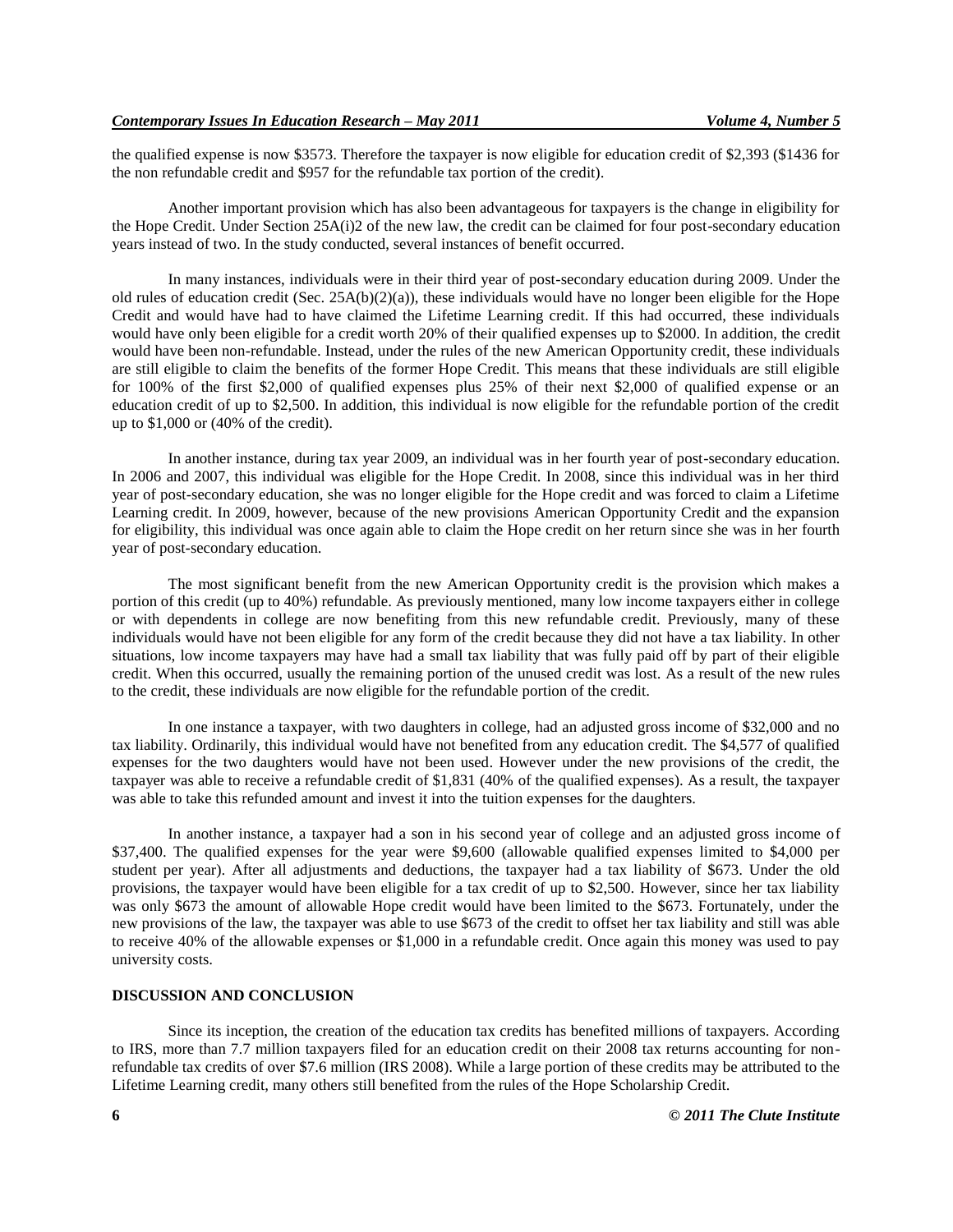the qualified expense is now $3573. Therefore the taxpayer is now eligible for education credit of $2,393 ($1436 for the non refundable credit and $957 for the refundable tax portion of the credit).

Another important provision which has also been advantageous for taxpayers is the change in eligibility for the Hope Credit. Under Section 25A(i)2 of the new law, the credit can be claimed for four post-secondary education years instead of two. In the study conducted, several instances of benefit occurred.

In many instances, individuals were in their third year of post-secondary education during 2009. Under the old rules of education credit (Sec. 25A(b)(2)(a)), these individuals would have no longer been eligible for the Hope Credit and would have had to have claimed the Lifetime Learning credit. If this had occurred, these individuals would have only been eligible for a credit worth 20% of their qualified expenses up to $2000. In addition, the credit would have been non-refundable. Instead, under the rules of the new American Opportunity credit, these individuals are still eligible to claim the benefits of the former Hope Credit. This means that these individuals are still eligible for 100% of the first $2,000 of qualified expenses plus 25% of their next $2,000 of qualified expense or an education credit of up to $2,500. In addition, this individual is now eligible for the refundable portion of the credit up to $1,000 or (40% of the credit).

In another instance, during tax year 2009, an individual was in her fourth year of post-secondary education. In 2006 and 2007, this individual was eligible for the Hope Credit. In 2008, since this individual was in her third year of post-secondary education, she was no longer eligible for the Hope credit and was forced to claim a Lifetime Learning credit. In 2009, however, because of the new provisions American Opportunity Credit and the expansion for eligibility, this individual was once again able to claim the Hope credit on her return since she was in her fourth year of post-secondary education.

The most significant benefit from the new American Opportunity credit is the provision which makes a portion of this credit (up to 40%) refundable. As previously mentioned, many low income taxpayers either in college or with dependents in college are now benefiting from this new refundable credit. Previously, many of these individuals would have not been eligible for any form of the credit because they did not have a tax liability. In other situations, low income taxpayers may have had a small tax liability that was fully paid off by part of their eligible credit. When this occurred, usually the remaining portion of the unused credit was lost. As a result of the new rules to the credit, these individuals are now eligible for the refundable portion of the credit.

In one instance a taxpayer, with two daughters in college, had an adjusted gross income of $32,000 and no tax liability. Ordinarily, this individual would have not benefited from any education credit. The $4,577 of qualified expenses for the two daughters would have not been used. However under the new provisions of the credit, the taxpayer was able to receive a refundable credit of $1,831 (40% of the qualified expenses). As a result, the taxpayer was able to take this refunded amount and invest it into the tuition expenses for the daughters.

In another instance, a taxpayer had a son in his second year of college and an adjusted gross income of $37,400. The qualified expenses for the year were $9,600 (allowable qualified expenses limited to $4,000 per student per year). After all adjustments and deductions, the taxpayer had a tax liability of $673. Under the old provisions, the taxpayer would have been eligible for a tax credit of up to $2,500. However, since her tax liability was only $673 the amount of allowable Hope credit would have been limited to the $673. Fortunately, under the new provisions of the law, the taxpayer was able to use $673 of the credit to offset her tax liability and still was able to receive 40% of the allowable expenses or $1,000 in a refundable credit. Once again this money was used to pay university costs.

## DISCUSSION AND CONCLUSION

Since its inception, the creation of the education tax credits has benefited millions of taxpayers. According to IRS, more than 7.7 million taxpayers filed for an education credit on their 2008 tax returns accounting for non-refundable tax credits of over $7.6 million (IRS 2008). While a large portion of these credits may be attributed to the Lifetime Learning credit, many others still benefited from the rules of the Hope Scholarship Credit.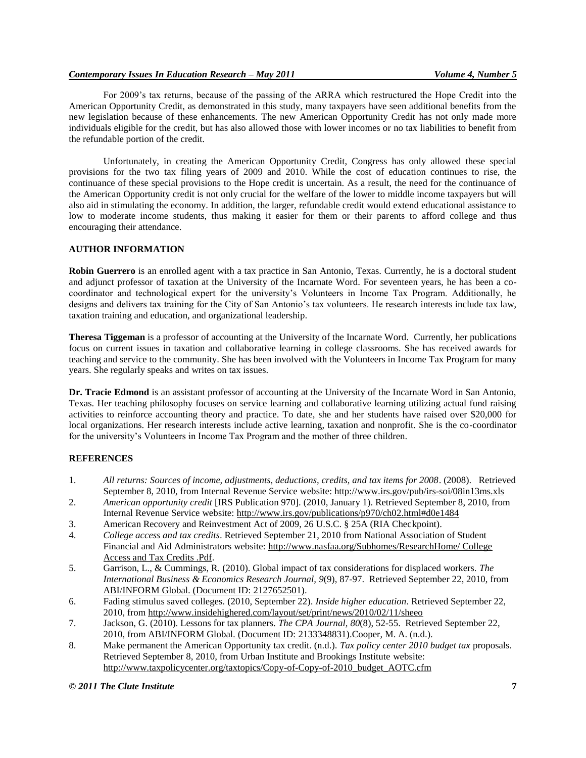For 2009's tax returns, because of the passing of the ARRA which restructured the Hope Credit into the American Opportunity Credit, as demonstrated in this study, many taxpayers have seen additional benefits from the new legislation because of these enhancements. The new American Opportunity Credit has not only made more individuals eligible for the credit, but has also allowed those with lower incomes or no tax liabilities to benefit from the refundable portion of the credit.

Unfortunately, in creating the American Opportunity Credit, Congress has only allowed these special provisions for the two tax filing years of 2009 and 2010. While the cost of education continues to rise, the continuance of these special provisions to the Hope credit is uncertain. As a result, the need for the continuance of the American Opportunity credit is not only crucial for the welfare of the lower to middle income taxpayers but will also aid in stimulating the economy. In addition, the larger, refundable credit would extend educational assistance to low to moderate income students, thus making it easier for them or their parents to afford college and thus encouraging their attendance.

## AUTHOR INFORMATION

**Robin Guerrero** is an enrolled agent with a tax practice in San Antonio, Texas. Currently, he is a doctoral student and adjunct professor of taxation at the University of the Incarnate Word. For seventeen years, he has been a co-coordinator and technological expert for the university's Volunteers in Income Tax Program. Additionally, he designs and delivers tax training for the City of San Antonio's tax volunteers. He research interests include tax law, taxation training and education, and organizational leadership.

**Theresa Tiggeman** is a professor of accounting at the University of the Incarnate Word. Currently, her publications focus on current issues in taxation and collaborative learning in college classrooms. She has received awards for teaching and service to the community. She has been involved with the Volunteers in Income Tax Program for many years. She regularly speaks and writes on tax issues.

**Dr. Tracie Edmond** is an assistant professor of accounting at the University of the Incarnate Word in San Antonio, Texas. Her teaching philosophy focuses on service learning and collaborative learning utilizing actual fund raising activities to reinforce accounting theory and practice. To date, she and her students have raised over $20,000 for local organizations. Her research interests include active learning, taxation and nonprofit. She is the co-coordinator for the university's Volunteers in Income Tax Program and the mother of three children.

## REFERENCES

1. *All returns: Sources of income, adjustments, deductions, credits, and tax items for 2008*. (2008). Retrieved September 8, 2010, from Internal Revenue Service website: http://www.irs.gov/pub/irs-soi/08in13ms.xls
2. *American opportunity credit* [IRS Publication 970]. (2010, January 1). Retrieved September 8, 2010, from Internal Revenue Service website: http://www.irs.gov/publications/p970/ch02.html#d0e1484
3. American Recovery and Reinvestment Act of 2009, 26 U.S.C. § 25A (RIA Checkpoint).
4. *College access and tax credits*. Retrieved September 21, 2010 from National Association of Student Financial and Aid Administrators website: http://www.nasfaa.org/Subhomes/ResearchHome/ College Access and Tax Credits .Pdf.
5. Garrison, L., & Cummings, R. (2010). Global impact of tax considerations for displaced workers. *The International Business & Economics Research Journal, 9*(9), 87-97. Retrieved September 22, 2010, from ABI/INFORM Global. (Document ID: 2127652501).
6. Fading stimulus saved colleges. (2010, September 22). *Inside higher education*. Retrieved September 22, 2010, from http://www.insidehighered.com/layout/set/print/news/2010/02/11/sheeo
7. Jackson, G. (2010). Lessons for tax planners. *The CPA Journal, 80*(8), 52-55. Retrieved September 22, 2010, from ABI/INFORM Global. (Document ID: 2133348831).Cooper, M. A. (n.d.).
8. Make permanent the American Opportunity tax credit. (n.d.). *Tax policy center 2010 budget tax* proposals. Retrieved September 8, 2010, from Urban Institute and Brookings Institute website: http://www.taxpolicycenter.org/taxtopics/Copy-of-Copy-of-2010_budget_AOTC.cfm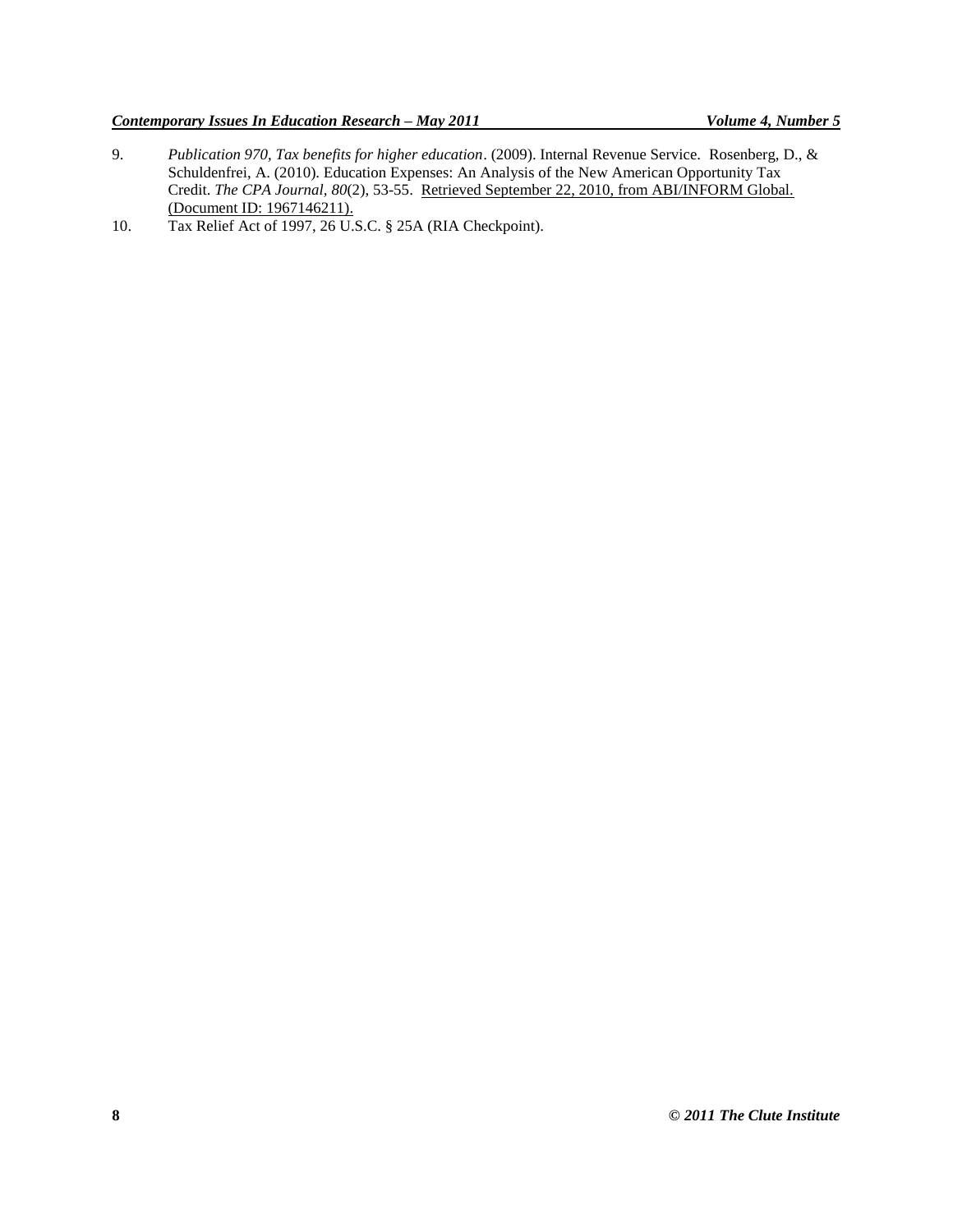9. *Publication 970, Tax benefits for higher education*. (2009). Internal Revenue Service. Rosenberg, D., & Schuldenfrei, A. (2010). Education Expenses: An Analysis of the New American Opportunity Tax Credit. *The CPA Journal*, *80*(2), 53-55. Retrieved September 22, 2010, from ABI/INFORM Global. (Document ID: 1967146211).
10. Tax Relief Act of 1997, 26 U.S.C. § 25A (RIA Checkpoint).